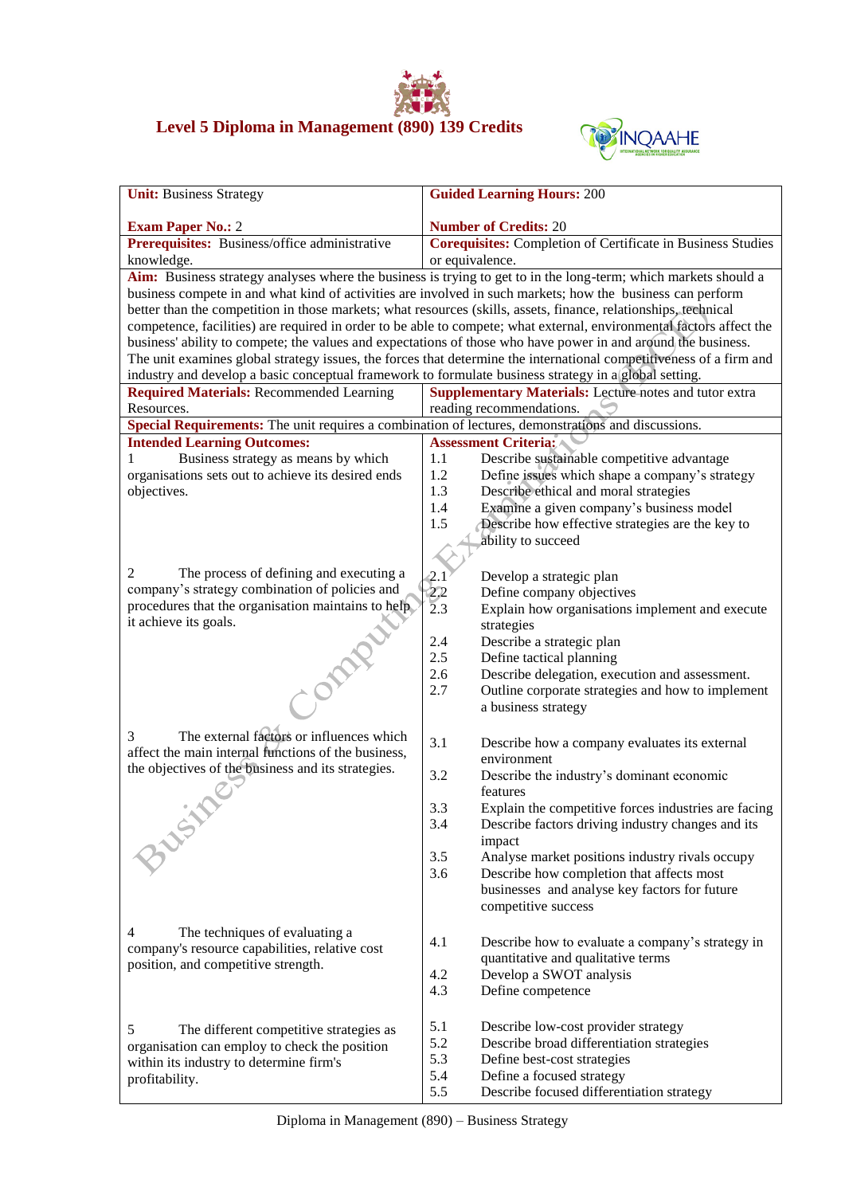# Level 5 Diploma in Management (890) 139 Credits

| Unit: Business Strategy<br><br>**Exam Paper No.:** 2 | **Guided Learning Hours:** 200<br><br>**Number of Credits:** 20 |
|---|---|
| **Prerequisites:** Business/office administrative knowledge. | **Corequisites:** Completion of Certificate in Business Studies or equivalence. |
| **Aim:** Business strategy analyses where the business is trying to get to in the long-term; which markets should a business compete in and what kind of activities are involved in such markets; how the business can perform better than the competition in those markets; what resources (skills, assets, finance, relationships, technical competence, facilities) are required in order to be able to compete; what external, environmental factors affect the business' ability to compete; the values and expectations of those who have power in and around the business. The unit examines global strategy issues, the forces that determine the international competitiveness of a firm and industry and develop a basic conceptual framework to formulate business strategy in a global setting. | |
| **Required Materials:** Recommended Learning Resources. | **Supplementary Materials:** Lecture notes and tutor extra reading recommendations. |
| **Special Requirements:** The unit requires a combination of lectures, demonstrations and discussions. | |
| **Intended Learning Outcomes:** | **Assessment Criteria:** |
| 1 Business strategy as means by which organisations sets out to achieve its desired ends objectives. | 1.1 Describe sustainable competitive advantage<br>1.2 Define issues which shape a company's strategy<br>1.3 Describe ethical and moral strategies<br>1.4 Examine a given company's business model<br>1.5 Describe how effective strategies are the key to ability to succeed |
| 2 The process of defining and executing a company's strategy combination of policies and procedures that the organisation maintains to help it achieve its goals. | 2.1 Develop a strategic plan<br>2.2 Define company objectives<br>2.3 Explain how organisations implement and execute strategies<br>2.4 Describe a strategic plan<br>2.5 Define tactical planning<br>2.6 Describe delegation, execution and assessment.<br>2.7 Outline corporate strategies and how to implement a business strategy |
| 3 The external factors or influences which affect the main internal functions of the business, the objectives of the business and its strategies. | 3.1 Describe how a company evaluates its external environment<br>3.2 Describe the industry's dominant economic features<br>3.3 Explain the competitive forces industries are facing<br>3.4 Describe factors driving industry changes and its impact<br>3.5 Analyse market positions industry rivals occupy<br>3.6 Describe how completion that affects most businesses and analyse key factors for future competitive success |
| 4 The techniques of evaluating a company's resource capabilities, relative cost position, and competitive strength. | 4.1 Describe how to evaluate a company's strategy in quantitative and qualitative terms<br>4.2 Develop a SWOT analysis<br>4.3 Define competence |
| 5 The different competitive strategies as organisation can employ to check the position within its industry to determine firm's profitability. | 5.1 Describe low-cost provider strategy<br>5.2 Describe broad differentiation strategies<br>5.3 Define best-cost strategies<br>5.4 Define a focused strategy<br>5.5 Describe focused differentiation strategy |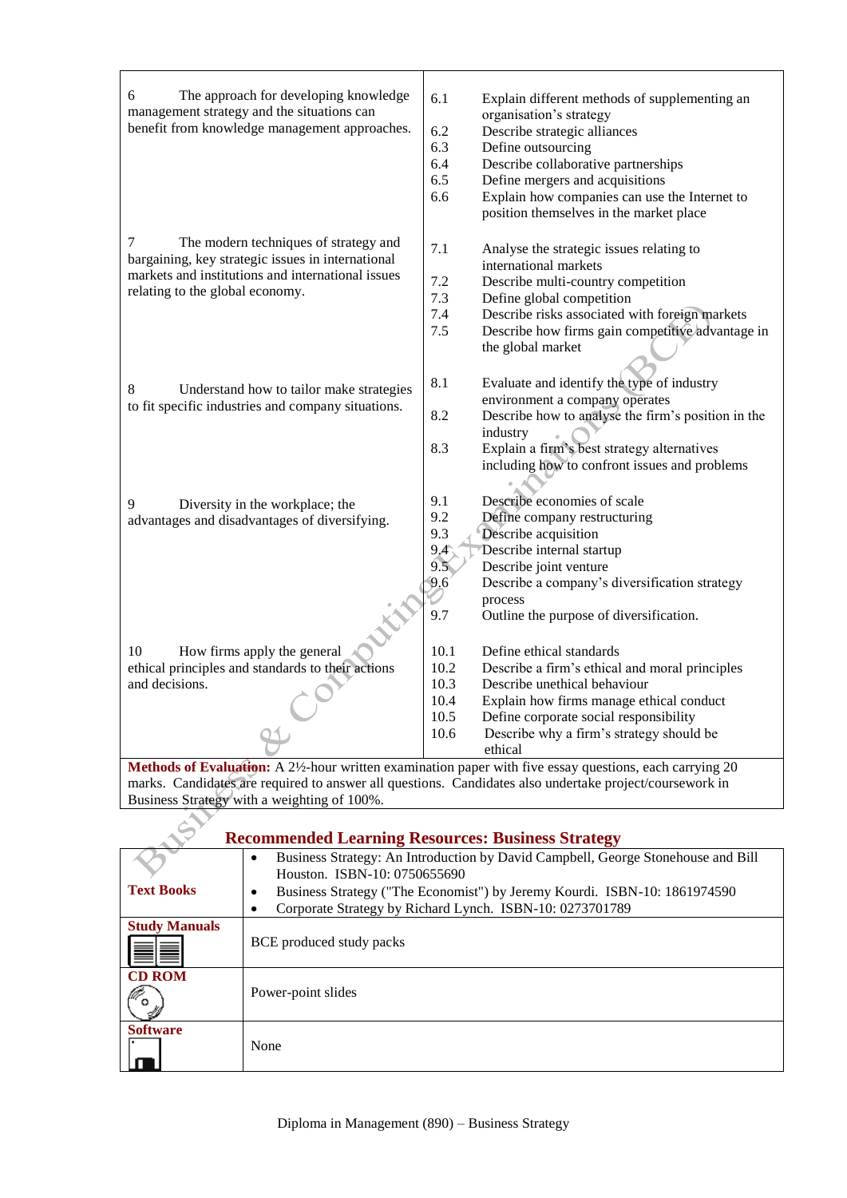| | |
|---|---|
| 6 The approach for developing knowledge management strategy and the situations can benefit from knowledge management approaches. | 6.1 Explain different methods of supplementing an organisation's strategy<br>6.2 Describe strategic alliances<br>6.3 Define outsourcing<br>6.4 Describe collaborative partnerships<br>6.5 Define mergers and acquisitions<br>6.6 Explain how companies can use the Internet to position themselves in the market place |
| 7 The modern techniques of strategy and bargaining, key strategic issues in international markets and institutions and international issues relating to the global economy. | 7.1 Analyse the strategic issues relating to international markets<br>7.2 Describe multi-country competition<br>7.3 Define global competition<br>7.4 Describe risks associated with foreign markets<br>7.5 Describe how firms gain competitive advantage in the global market |
| 8 Understand how to tailor make strategies to fit specific industries and company situations. | 8.1 Evaluate and identify the type of industry environment a company operates<br>8.2 Describe how to analyse the firm's position in the industry<br>8.3 Explain a firm's best strategy alternatives including how to confront issues and problems |
| 9 Diversity in the workplace; the advantages and disadvantages of diversifying. | 9.1 Describe economies of scale<br>9.2 Define company restructuring<br>9.3 Describe acquisition<br>9.4 Describe internal startup<br>9.5 Describe joint venture<br>9.6 Describe a company's diversification strategy process<br>9.7 Outline the purpose of diversification. |
| 10 How firms apply the general ethical principles and standards to their actions and decisions. | 10.1 Define ethical standards<br>10.2 Describe a firm's ethical and moral principles<br>10.3 Describe unethical behaviour<br>10.4 Explain how firms manage ethical conduct<br>10.5 Define corporate social responsibility<br>10.6 Describe why a firm's strategy should be ethical |

**Methods of Evaluation:** A 2½-hour written examination paper with five essay questions, each carrying 20 marks. Candidates are required to answer all questions. Candidates also undertake project/coursework in Business Strategy with a weighting of 100%.

## Recommended Learning Resources: Business Strategy

| | |
|---|---|
| **Text Books** | • Business Strategy: An Introduction by David Campbell, George Stonehouse and Bill Houston. ISBN-10: 0750655690<br>• Business Strategy ("The Economist") by Jeremy Kourdi. ISBN-10: 1861974590<br>• Corporate Strategy by Richard Lynch. ISBN-10: 0273701789 |
| **Study Manuals** | BCE produced study packs |
| **CD ROM** | Power-point slides |
| **Software** | None |

Diploma in Management (890) – Business Strategy